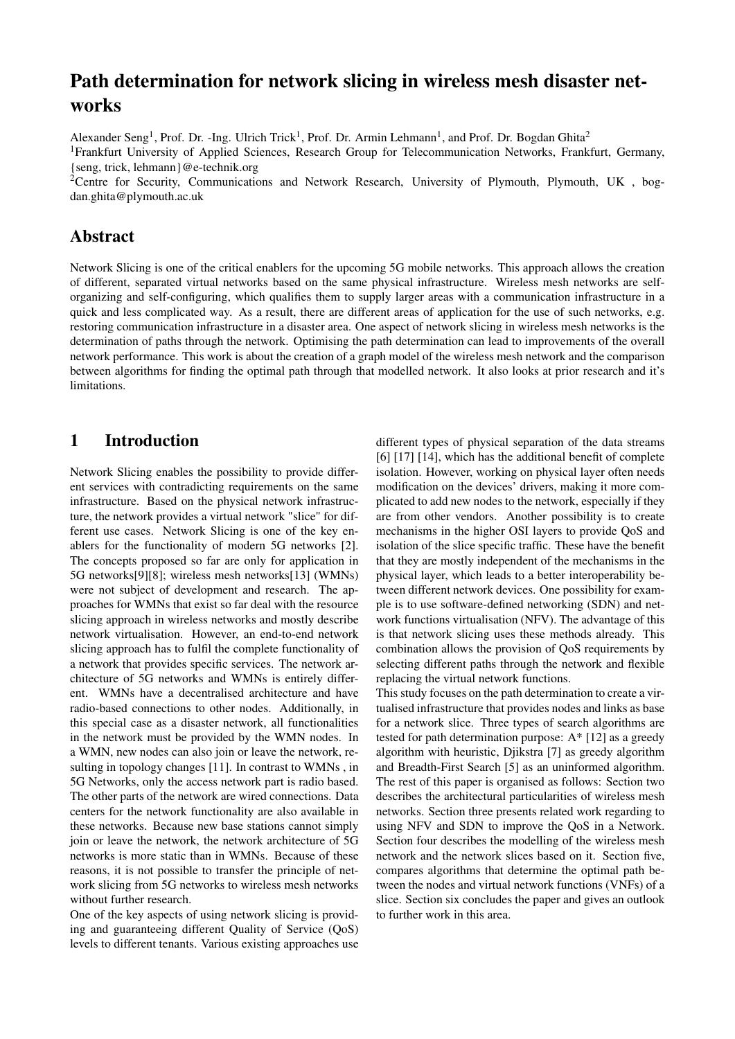# Path determination for network slicing in wireless mesh disaster networks

Alexander Seng[1], Prof. Dr. -Ing. Ulrich Trick[1], Prof. Dr. Armin Lehmann[1], and Prof. Dr. Bogdan Ghita[2]

[1]Frankfurt University of Applied Sciences, Research Group for Telecommunication Networks, Frankfurt, Germany, {seng, trick, lehmann}@e-technik.org

[2]Centre for Security, Communications and Network Research, University of Plymouth, Plymouth, UK , bogdan.ghita@plymouth.ac.uk

## Abstract

Network Slicing is one of the critical enablers for the upcoming 5G mobile networks. This approach allows the creation of different, separated virtual networks based on the same physical infrastructure. Wireless mesh networks are self-organizing and self-configuring, which qualifies them to supply larger areas with a communication infrastructure in a quick and less complicated way. As a result, there are different areas of application for the use of such networks, e.g. restoring communication infrastructure in a disaster area. One aspect of network slicing in wireless mesh networks is the determination of paths through the network. Optimising the path determination can lead to improvements of the overall network performance. This work is about the creation of a graph model of the wireless mesh network and the comparison between algorithms for finding the optimal path through that modelled network. It also looks at prior research and it's limitations.

## 1 Introduction

Network Slicing enables the possibility to provide different services with contradicting requirements on the same infrastructure. Based on the physical network infrastructure, the network provides a virtual network "slice" for different use cases. Network Slicing is one of the key enablers for the functionality of modern 5G networks [2]. The concepts proposed so far are only for application in 5G networks[9][8]; wireless mesh networks[13] (WMNs) were not subject of development and research. The approaches for WMNs that exist so far deal with the resource slicing approach in wireless networks and mostly describe network virtualisation. However, an end-to-end network slicing approach has to fulfil the complete functionality of a network that provides specific services. The network architecture of 5G networks and WMNs is entirely different. WMNs have a decentralised architecture and have radio-based connections to other nodes. Additionally, in this special case as a disaster network, all functionalities in the network must be provided by the WMN nodes. In a WMN, new nodes can also join or leave the network, resulting in topology changes [11]. In contrast to WMNs , in 5G Networks, only the access network part is radio based. The other parts of the network are wired connections. Data centers for the network functionality are also available in these networks. Because new base stations cannot simply join or leave the network, the network architecture of 5G networks is more static than in WMNs. Because of these reasons, it is not possible to transfer the principle of network slicing from 5G networks to wireless mesh networks without further research.

One of the key aspects of using network slicing is providing and guaranteeing different Quality of Service (QoS) levels to different tenants. Various existing approaches use different types of physical separation of the data streams [6] [17] [14], which has the additional benefit of complete isolation. However, working on physical layer often needs modification on the devices' drivers, making it more complicated to add new nodes to the network, especially if they are from other vendors. Another possibility is to create mechanisms in the higher OSI layers to provide QoS and isolation of the slice specific traffic. These have the benefit that they are mostly independent of the mechanisms in the physical layer, which leads to a better interoperability between different network devices. One possibility for example is to use software-defined networking (SDN) and network functions virtualisation (NFV). The advantage of this is that network slicing uses these methods already. This combination allows the provision of QoS requirements by selecting different paths through the network and flexible replacing the virtual network functions.

This study focuses on the path determination to create a virtualised infrastructure that provides nodes and links as base for a network slice. Three types of search algorithms are tested for path determination purpose: A* [12] as a greedy algorithm with heuristic, Djikstra [7] as greedy algorithm and Breadth-First Search [5] as an uninformed algorithm. The rest of this paper is organised as follows: Section two describes the architectural particularities of wireless mesh networks. Section three presents related work regarding to using NFV and SDN to improve the QoS in a Network. Section four describes the modelling of the wireless mesh network and the network slices based on it. Section five, compares algorithms that determine the optimal path between the nodes and virtual network functions (VNFs) of a slice. Section six concludes the paper and gives an outlook to further work in this area.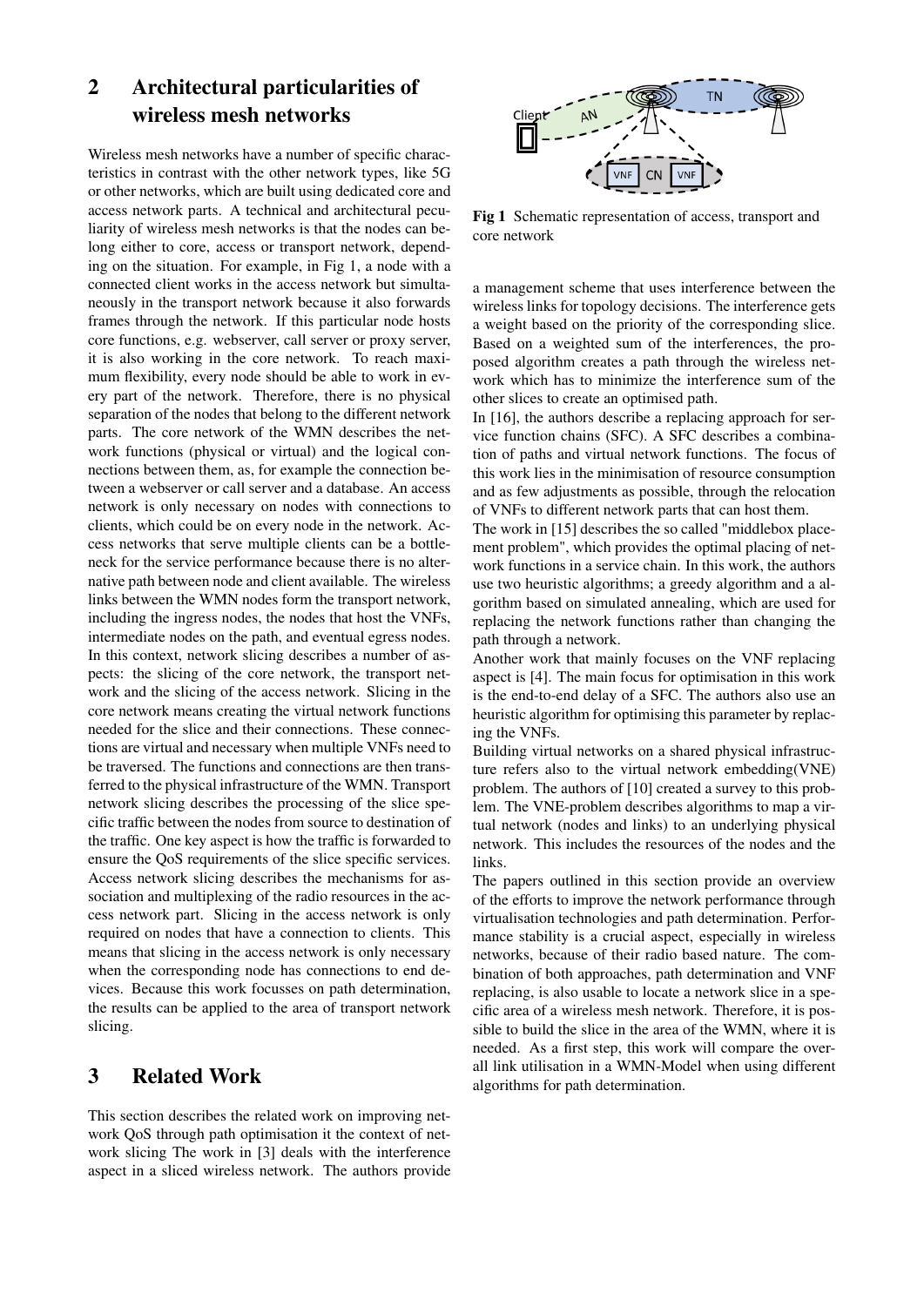## 2 Architectural particularities of wireless mesh networks

Wireless mesh networks have a number of specific characteristics in contrast with the other network types, like 5G or other networks, which are built using dedicated core and access network parts. A technical and architectural peculiarity of wireless mesh networks is that the nodes can belong either to core, access or transport network, depending on the situation. For example, in Fig 1, a node with a connected client works in the access network but simultaneously in the transport network because it also forwards frames through the network. If this particular node hosts core functions, e.g. webserver, call server or proxy server, it is also working in the core network. To reach maximum flexibility, every node should be able to work in every part of the network. Therefore, there is no physical separation of the nodes that belong to the different network parts. The core network of the WMN describes the network functions (physical or virtual) and the logical connections between them, as, for example the connection between a webserver or call server and a database. An access network is only necessary on nodes with connections to clients, which could be on every node in the network. Access networks that serve multiple clients can be a bottleneck for the service performance because there is no alternative path between node and client available. The wireless links between the WMN nodes form the transport network, including the ingress nodes, the nodes that host the VNFs, intermediate nodes on the path, and eventual egress nodes. In this context, network slicing describes a number of aspects: the slicing of the core network, the transport network and the slicing of the access network. Slicing in the core network means creating the virtual network functions needed for the slice and their connections. These connections are virtual and necessary when multiple VNFs need to be traversed. The functions and connections are then transferred to the physical infrastructure of the WMN. Transport network slicing describes the processing of the slice specific traffic between the nodes from source to destination of the traffic. One key aspect is how the traffic is forwarded to ensure the QoS requirements of the slice specific services. Access network slicing describes the mechanisms for association and multiplexing of the radio resources in the access network part. Slicing in the access network is only required on nodes that have a connection to clients. This means that slicing in the access network is only necessary when the corresponding node has connections to end devices. Because this work focusses on path determination, the results can be applied to the area of transport network slicing.

**Fig 1** Schematic representation of access, transport and core network

## 3 Related Work

This section describes the related work on improving network QoS through path optimisation it the context of network slicing The work in [3] deals with the interference aspect in a sliced wireless network. The authors provide a management scheme that uses interference between the wireless links for topology decisions. The interference gets a weight based on the priority of the corresponding slice. Based on a weighted sum of the interferences, the proposed algorithm creates a path through the wireless network which has to minimize the interference sum of the other slices to create an optimised path.

In [16], the authors describe a replacing approach for service function chains (SFC). A SFC describes a combination of paths and virtual network functions. The focus of this work lies in the minimisation of resource consumption and as few adjustments as possible, through the relocation of VNFs to different network parts that can host them.

The work in [15] describes the so called "middlebox placement problem", which provides the optimal placing of network functions in a service chain. In this work, the authors use two heuristic algorithms; a greedy algorithm and a algorithm based on simulated annealing, which are used for replacing the network functions rather than changing the path through a network.

Another work that mainly focuses on the VNF replacing aspect is [4]. The main focus for optimisation in this work is the end-to-end delay of a SFC. The authors also use an heuristic algorithm for optimising this parameter by replacing the VNFs.

Building virtual networks on a shared physical infrastructure refers also to the virtual network embedding(VNE) problem. The authors of [10] created a survey to this problem. The VNE-problem describes algorithms to map a virtual network (nodes and links) to an underlying physical network. This includes the resources of the nodes and the links.

The papers outlined in this section provide an overview of the efforts to improve the network performance through virtualisation technologies and path determination. Performance stability is a crucial aspect, especially in wireless networks, because of their radio based nature. The combination of both approaches, path determination and VNF replacing, is also usable to locate a network slice in a specific area of a wireless mesh network. Therefore, it is possible to build the slice in the area of the WMN, where it is needed. As a first step, this work will compare the overall link utilisation in a WMN-Model when using different algorithms for path determination.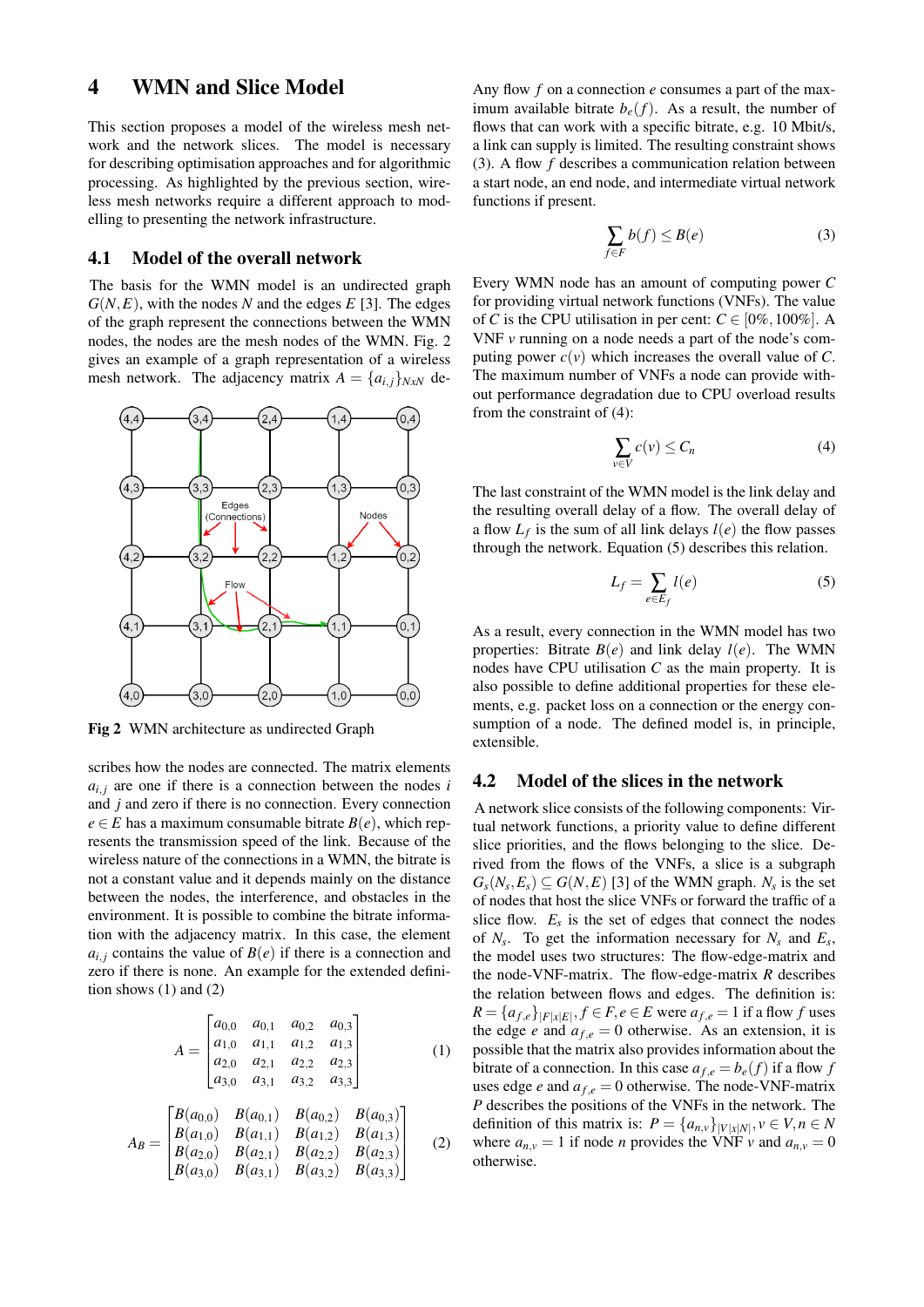## 4 WMN and Slice Model

This section proposes a model of the wireless mesh network and the network slices. The model is necessary for describing optimisation approaches and for algorithmic processing. As highlighted by the previous section, wireless mesh networks require a different approach to modelling to presenting the network infrastructure.

### 4.1 Model of the overall network

The basis for the WMN model is an undirected graph $G(N,E)$, with the nodes $N$ and the edges $E$ [3]. The edges of the graph represent the connections between the WMN nodes, the nodes are the mesh nodes of the WMN. Fig. 2 gives an example of a graph representation of a wireless mesh network. The adjacency matrix $A = \{a_{i,j}\}_{NxN}$ describes how the nodes are connected. The matrix elements $a_{i,j}$ are one if there is a connection between the nodes $i$ and $j$ and zero if there is no connection. Every connection $e \in E$ has a maximum consumable bitrate $B(e)$, which represents the transmission speed of the link. Because of the wireless nature of the connections in a WMN, the bitrate is not a constant value and it depends mainly on the distance between the nodes, the interference, and obstacles in the environment. It is possible to combine the bitrate information with the adjacency matrix. In this case, the element $a_{i,j}$ contains the value of $B(e)$ if there is a connection and zero if there is none. An example for the extended definition shows (1) and (2)

**Fig 2** WMN architecture as undirected Graph

$$A = \begin{bmatrix} a_{0,0} & a_{0,1} & a_{0,2} & a_{0,3} \\ a_{1,0} & a_{1,1} & a_{1,2} & a_{1,3} \\ a_{2,0} & a_{2,1} & a_{2,2} & a_{2,3} \\ a_{3,0} & a_{3,1} & a_{3,2} & a_{3,3} \end{bmatrix} \tag{1}$$

$$A_B = \begin{bmatrix} B(a_{0,0}) & B(a_{0,1}) & B(a_{0,2}) & B(a_{0,3}) \\ B(a_{1,0}) & B(a_{1,1}) & B(a_{1,2}) & B(a_{1,3}) \\ B(a_{2,0}) & B(a_{2,1}) & B(a_{2,2}) & B(a_{2,3}) \\ B(a_{3,0}) & B(a_{3,1}) & B(a_{3,2}) & B(a_{3,3}) \end{bmatrix} \tag{2}$$

Any flow $f$ on a connection $e$ consumes a part of the maximum available bitrate $b_e(f)$. As a result, the number of flows that can work with a specific bitrate, e.g. 10 Mbit/s, a link can supply is limited. The resulting constraint shows (3). A flow $f$ describes a communication relation between a start node, an end node, and intermediate virtual network functions if present.

$$\sum_{f \in F} b(f) \leq B(e) \tag{3}$$

Every WMN node has an amount of computing power $C$ for providing virtual network functions (VNFs). The value of $C$ is the CPU utilisation in per cent: $C \in [0\%, 100\%]$. A VNF $v$ running on a node needs a part of the node's computing power $c(v)$ which increases the overall value of $C$. The maximum number of VNFs a node can provide without performance degradation due to CPU overload results from the constraint of (4):

$$\sum_{v \in V} c(v) \leq C_n \tag{4}$$

The last constraint of the WMN model is the link delay and the resulting overall delay of a flow. The overall delay of a flow $L_f$ is the sum of all link delays $l(e)$ the flow passes through the network. Equation (5) describes this relation.

$$L_f = \sum_{e \in E_f} l(e) \tag{5}$$

As a result, every connection in the WMN model has two properties: Bitrate $B(e)$ and link delay $l(e)$. The WMN nodes have CPU utilisation $C$ as the main property. It is also possible to define additional properties for these elements, e.g. packet loss on a connection or the energy consumption of a node. The defined model is, in principle, extensible.

### 4.2 Model of the slices in the network

A network slice consists of the following components: Virtual network functions, a priority value to define different slice priorities, and the flows belonging to the slice. Derived from the flows of the VNFs, a slice is a subgraph $G_s(N_s,E_s) \subseteq G(N,E)$ [3] of the WMN graph. $N_s$ is the set of nodes that host the slice VNFs or forward the traffic of a slice flow. $E_s$ is the set of edges that connect the nodes of $N_s$. To get the information necessary for $N_s$ and $E_s$, the model uses two structures: The flow-edge-matrix and the node-VNF-matrix. The flow-edge-matrix $R$ describes the relation between flows and edges. The definition is: $R = \{a_{f,e}\}_{|F|x|E|}, f \in F, e \in E$ were $a_{f,e} = 1$ if a flow $f$ uses the edge $e$ and $a_{f,e} = 0$ otherwise. As an extension, it is possible that the matrix also provides information about the bitrate of a connection. In this case $a_{f,e} = b_e(f)$ if a flow $f$ uses edge $e$ and $a_{f,e} = 0$ otherwise. The node-VNF-matrix $P$ describes the positions of the VNFs in the network. The definition of this matrix is: $P = \{a_{n,v}\}_{|V|x|N|}, v \in V, n \in N$ where $a_{n,v} = 1$ if node $n$ provides the VNF $v$ and $a_{n,v} = 0$ otherwise.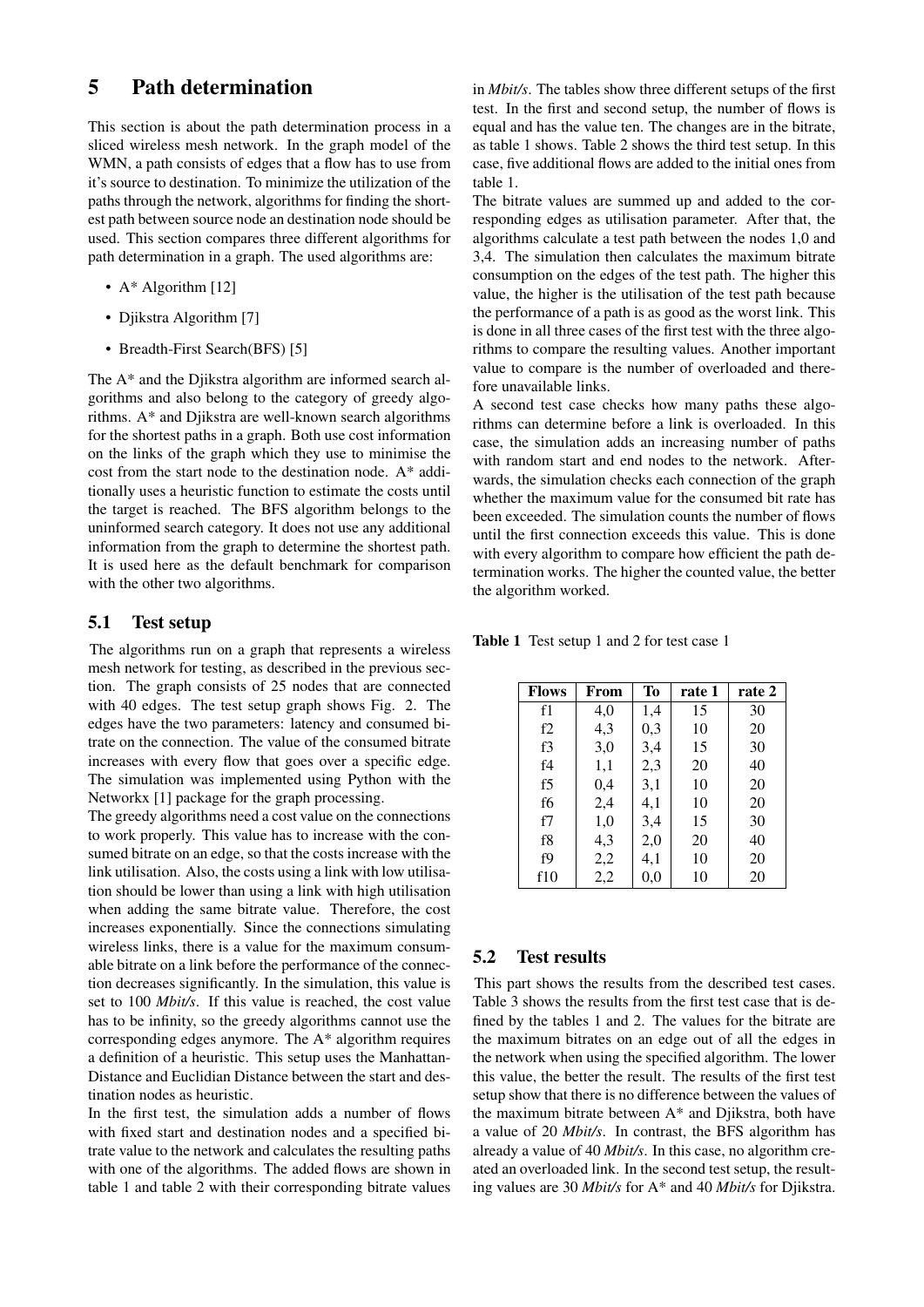# 5 Path determination

This section is about the path determination process in a sliced wireless mesh network. In the graph model of the WMN, a path consists of edges that a flow has to use from it's source to destination. To minimize the utilization of the paths through the network, algorithms for finding the shortest path between source node an destination node should be used. This section compares three different algorithms for path determination in a graph. The used algorithms are:

- A* Algorithm [12]
- Djikstra Algorithm [7]
- Breadth-First Search(BFS) [5]

The A* and the Djikstra algorithm are informed search algorithms and also belong to the category of greedy algorithms. A* and Djikstra are well-known search algorithms for the shortest paths in a graph. Both use cost information on the links of the graph which they use to minimise the cost from the start node to the destination node. A* additionally uses a heuristic function to estimate the costs until the target is reached. The BFS algorithm belongs to the uninformed search category. It does not use any additional information from the graph to determine the shortest path. It is used here as the default benchmark for comparison with the other two algorithms.

## 5.1 Test setup

The algorithms run on a graph that represents a wireless mesh network for testing, as described in the previous section. The graph consists of 25 nodes that are connected with 40 edges. The test setup graph shows Fig. 2. The edges have the two parameters: latency and consumed bitrate on the connection. The value of the consumed bitrate increases with every flow that goes over a specific edge. The simulation was implemented using Python with the Networkx [1] package for the graph processing.

The greedy algorithms need a cost value on the connections to work properly. This value has to increase with the consumed bitrate on an edge, so that the costs increase with the link utilisation. Also, the costs using a link with low utilisation should be lower than using a link with high utilisation when adding the same bitrate value. Therefore, the cost increases exponentially. Since the connections simulating wireless links, there is a value for the maximum consumable bitrate on a link before the performance of the connection decreases significantly. In the simulation, this value is set to 100 *Mbit/s*. If this value is reached, the cost value has to be infinity, so the greedy algorithms cannot use the corresponding edges anymore. The A* algorithm requires a definition of a heuristic. This setup uses the Manhattan-Distance and Euclidian Distance between the start and destination nodes as heuristic.

In the first test, the simulation adds a number of flows with fixed start and destination nodes and a specified bitrate value to the network and calculates the resulting paths with one of the algorithms. The added flows are shown in table 1 and table 2 with their corresponding bitrate values in *Mbit/s*. The tables show three different setups of the first test. In the first and second setup, the number of flows is equal and has the value ten. The changes are in the bitrate, as table 1 shows. Table 2 shows the third test setup. In this case, five additional flows are added to the initial ones from table 1.

The bitrate values are summed up and added to the corresponding edges as utilisation parameter. After that, the algorithms calculate a test path between the nodes 1,0 and 3,4. The simulation then calculates the maximum bitrate consumption on the edges of the test path. The higher this value, the higher is the utilisation of the test path because the performance of a path is as good as the worst link. This is done in all three cases of the first test with the three algorithms to compare the resulting values. Another important value to compare is the number of overloaded and therefore unavailable links.

A second test case checks how many paths these algorithms can determine before a link is overloaded. In this case, the simulation adds an increasing number of paths with random start and end nodes to the network. Afterwards, the simulation checks each connection of the graph whether the maximum value for the consumed bit rate has been exceeded. The simulation counts the number of flows until the first connection exceeds this value. This is done with every algorithm to compare how efficient the path determination works. The higher the counted value, the better the algorithm worked.

**Table 1** Test setup 1 and 2 for test case 1

| Flows | From | To | rate 1 | rate 2 |
|---|---|---|---|---|
| f1 | 4,0 | 1,4 | 15 | 30 |
| f2 | 4,3 | 0,3 | 10 | 20 |
| f3 | 3,0 | 3,4 | 15 | 30 |
| f4 | 1,1 | 2,3 | 20 | 40 |
| f5 | 0,4 | 3,1 | 10 | 20 |
| f6 | 2,4 | 4,1 | 10 | 20 |
| f7 | 1,0 | 3,4 | 15 | 30 |
| f8 | 4,3 | 2,0 | 20 | 40 |
| f9 | 2,2 | 4,1 | 10 | 20 |
| f10 | 2,2 | 0,0 | 10 | 20 |

## 5.2 Test results

This part shows the results from the described test cases. Table 3 shows the results from the first test case that is defined by the tables 1 and 2. The values for the bitrate are the maximum bitrates on an edge out of all the edges in the network when using the specified algorithm. The lower this value, the better the result. The results of the first test setup show that there is no difference between the values of the maximum bitrate between A* and Djikstra, both have a value of 20 *Mbit/s*. In contrast, the BFS algorithm has already a value of 40 *Mbit/s*. In this case, no algorithm created an overloaded link. In the second test setup, the resulting values are 30 *Mbit/s* for A* and 40 *Mbit/s* for Djikstra.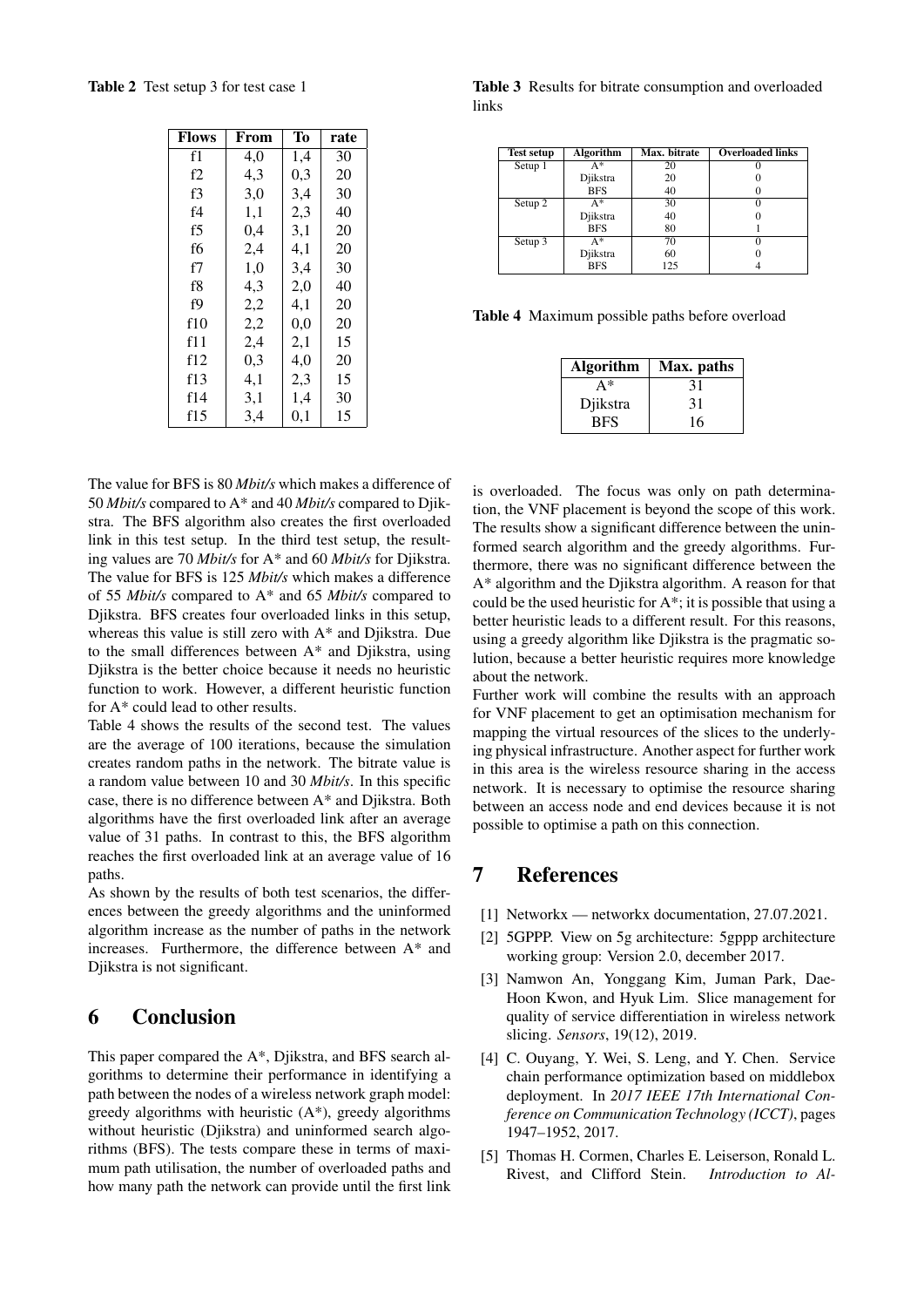**Table 2** Test setup 3 for test case 1

| Flows | From | To | rate |
|---|---|---|---|
| f1 | 4,0 | 1,4 | 30 |
| f2 | 4,3 | 0,3 | 20 |
| f3 | 3,0 | 3,4 | 30 |
| f4 | 1,1 | 2,3 | 40 |
| f5 | 0,4 | 3,1 | 20 |
| f6 | 2,4 | 4,1 | 20 |
| f7 | 1,0 | 3,4 | 30 |
| f8 | 4,3 | 2,0 | 40 |
| f9 | 2,2 | 4,1 | 20 |
| f10 | 2,2 | 0,0 | 20 |
| f11 | 2,4 | 2,1 | 15 |
| f12 | 0,3 | 4,0 | 20 |
| f13 | 4,1 | 2,3 | 15 |
| f14 | 3,1 | 1,4 | 30 |
| f15 | 3,4 | 0,1 | 15 |

**Table 3** Results for bitrate consumption and overloaded links

| Test setup | Algorithm | Max. bitrate | Overloaded links |
|---|---|---|---|
| Setup 1 | A* | 20 | 0 |
| | Djikstra | 20 | 0 |
| | BFS | 40 | 0 |
| Setup 2 | A* | 30 | 0 |
| | Djikstra | 40 | 0 |
| | BFS | 80 | 1 |
| Setup 3 | A* | 70 | 0 |
| | Djikstra | 60 | 0 |
| | BFS | 125 | 4 |

**Table 4** Maximum possible paths before overload

| Algorithm | Max. paths |
|---|---|
| A* | 31 |
| Djikstra | 31 |
| BFS | 16 |

The value for BFS is 80 *Mbit/s* which makes a difference of 50 *Mbit/s* compared to A* and 40 *Mbit/s* compared to Djikstra. The BFS algorithm also creates the first overloaded link in this test setup. In the third test setup, the resulting values are 70 *Mbit/s* for A* and 60 *Mbit/s* for Djikstra. The value for BFS is 125 *Mbit/s* which makes a difference of 55 *Mbit/s* compared to A* and 65 *Mbit/s* compared to Djikstra. BFS creates four overloaded links in this setup, whereas this value is still zero with A* and Djikstra. Due to the small differences between A* and Djikstra, using Djikstra is the better choice because it needs no heuristic function to work. However, a different heuristic function for A* could lead to other results.

Table 4 shows the results of the second test. The values are the average of 100 iterations, because the simulation creates random paths in the network. The bitrate value is a random value between 10 and 30 *Mbit/s*. In this specific case, there is no difference between A* and Djikstra. Both algorithms have the first overloaded link after an average value of 31 paths. In contrast to this, the BFS algorithm reaches the first overloaded link at an average value of 16 paths.

As shown by the results of both test scenarios, the differences between the greedy algorithms and the uninformed algorithm increase as the number of paths in the network increases. Furthermore, the difference between A* and Djikstra is not significant.

## 6 Conclusion

This paper compared the A*, Djikstra, and BFS search algorithms to determine their performance in identifying a path between the nodes of a wireless network graph model: greedy algorithms with heuristic (A*), greedy algorithms without heuristic (Djikstra) and uninformed search algorithms (BFS). The tests compare these in terms of maximum path utilisation, the number of overloaded paths and how many path the network can provide until the first link is overloaded. The focus was only on path determination, the VNF placement is beyond the scope of this work. The results show a significant difference between the uninformed search algorithm and the greedy algorithms. Furthermore, there was no significant difference between the A* algorithm and the Djikstra algorithm. A reason for that could be the used heuristic for A*; it is possible that using a better heuristic leads to a different result. For this reasons, using a greedy algorithm like Djikstra is the pragmatic solution, because a better heuristic requires more knowledge about the network.

Further work will combine the results with an approach for VNF placement to get an optimisation mechanism for mapping the virtual resources of the slices to the underlying physical infrastructure. Another aspect for further work in this area is the wireless resource sharing in the access network. It is necessary to optimise the resource sharing between an access node and end devices because it is not possible to optimise a path on this connection.

## 7 References

[1] Networkx — networkx documentation, 27.07.2021.

[2] 5GPPP. View on 5g architecture: 5gppp architecture working group: Version 2.0, december 2017.

[3] Namwon An, Yonggang Kim, Juman Park, Dae-Hoon Kwon, and Hyuk Lim. Slice management for quality of service differentiation in wireless network slicing. *Sensors*, 19(12), 2019.

[4] C. Ouyang, Y. Wei, S. Leng, and Y. Chen. Service chain performance optimization based on middlebox deployment. In *2017 IEEE 17th International Conference on Communication Technology (ICCT)*, pages 1947–1952, 2017.

[5] Thomas H. Cormen, Charles E. Leiserson, Ronald L. Rivest, and Clifford Stein. *Introduction to Al-*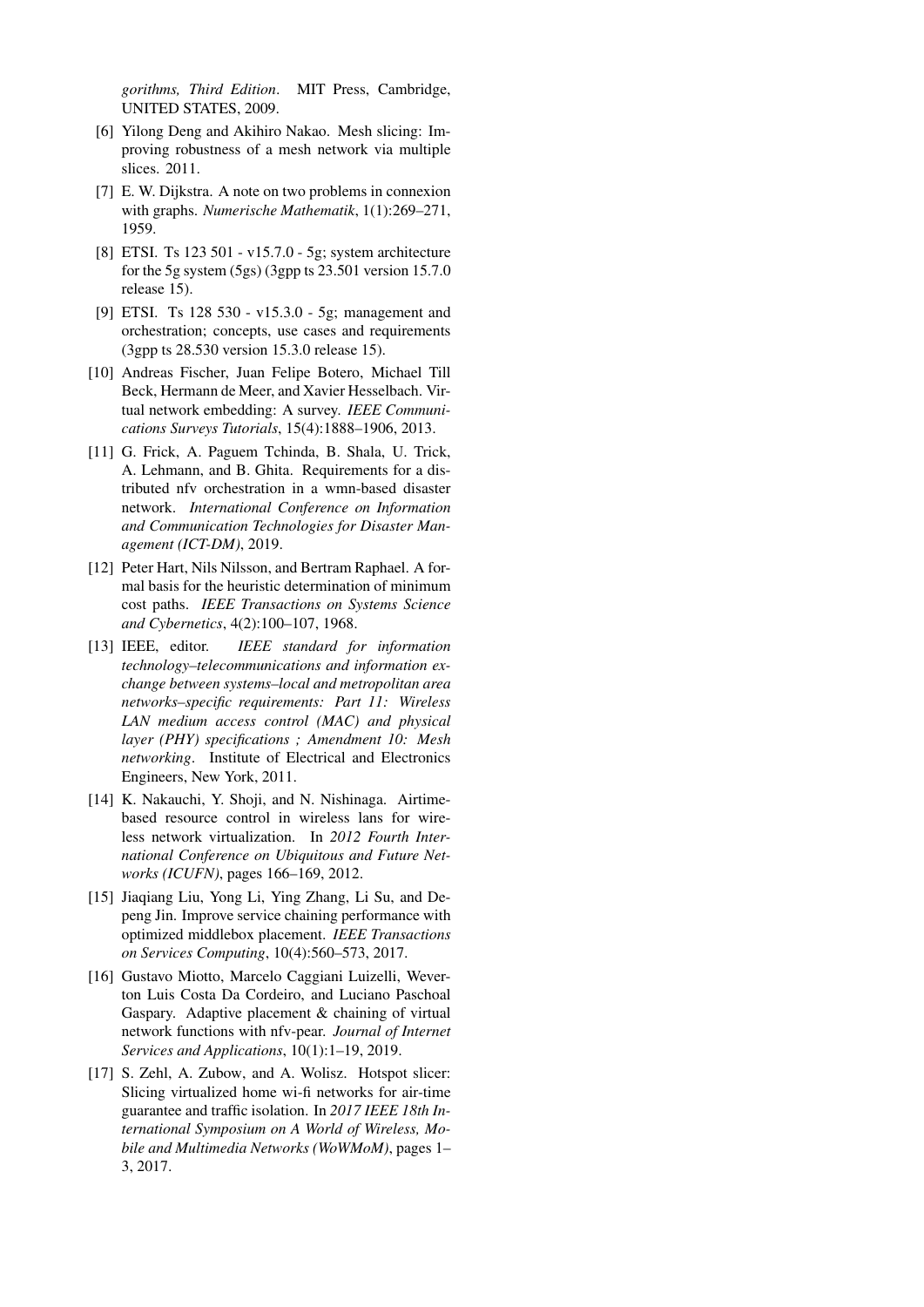*gorithms, Third Edition*. MIT Press, Cambridge, UNITED STATES, 2009.

[6] Yilong Deng and Akihiro Nakao. Mesh slicing: Improving robustness of a mesh network via multiple slices. 2011.

[7] E. W. Dijkstra. A note on two problems in connexion with graphs. *Numerische Mathematik*, 1(1):269–271, 1959.

[8] ETSI. Ts 123 501 - v15.7.0 - 5g; system architecture for the 5g system (5gs) (3gpp ts 23.501 version 15.7.0 release 15).

[9] ETSI. Ts 128 530 - v15.3.0 - 5g; management and orchestration; concepts, use cases and requirements (3gpp ts 28.530 version 15.3.0 release 15).

[10] Andreas Fischer, Juan Felipe Botero, Michael Till Beck, Hermann de Meer, and Xavier Hesselbach. Virtual network embedding: A survey. *IEEE Communications Surveys Tutorials*, 15(4):1888–1906, 2013.

[11] G. Frick, A. Paguem Tchinda, B. Shala, U. Trick, A. Lehmann, and B. Ghita. Requirements for a distributed nfv orchestration in a wmn-based disaster network. *International Conference on Information and Communication Technologies for Disaster Management (ICT-DM)*, 2019.

[12] Peter Hart, Nils Nilsson, and Bertram Raphael. A formal basis for the heuristic determination of minimum cost paths. *IEEE Transactions on Systems Science and Cybernetics*, 4(2):100–107, 1968.

[13] IEEE, editor. *IEEE standard for information technology–telecommunications and information exchange between systems–local and metropolitan area networks–specific requirements: Part 11: Wireless LAN medium access control (MAC) and physical layer (PHY) specifications ; Amendment 10: Mesh networking*. Institute of Electrical and Electronics Engineers, New York, 2011.

[14] K. Nakauchi, Y. Shoji, and N. Nishinaga. Airtime-based resource control in wireless lans for wireless network virtualization. In *2012 Fourth International Conference on Ubiquitous and Future Networks (ICUFN)*, pages 166–169, 2012.

[15] Jiaqiang Liu, Yong Li, Ying Zhang, Li Su, and Depeng Jin. Improve service chaining performance with optimized middlebox placement. *IEEE Transactions on Services Computing*, 10(4):560–573, 2017.

[16] Gustavo Miotto, Marcelo Caggiani Luizelli, Weverton Luis Costa Da Cordeiro, and Luciano Paschoal Gaspary. Adaptive placement & chaining of virtual network functions with nfv-pear. *Journal of Internet Services and Applications*, 10(1):1–19, 2019.

[17] S. Zehl, A. Zubow, and A. Wolisz. Hotspot slicer: Slicing virtualized home wi-fi networks for air-time guarantee and traffic isolation. In *2017 IEEE 18th International Symposium on A World of Wireless, Mobile and Multimedia Networks (WoWMoM)*, pages 1–3, 2017.